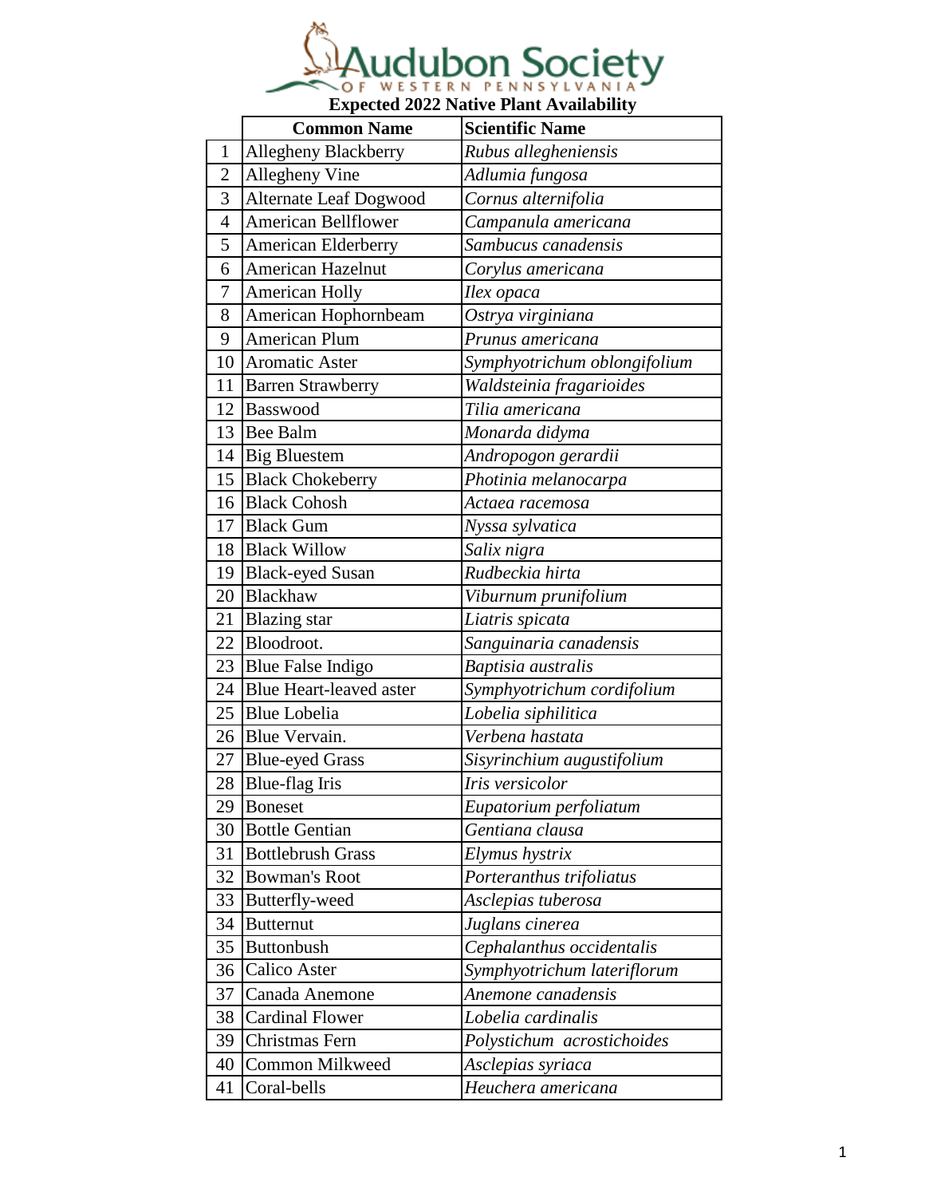# Audubon Society of Western Pennsylvania

## Expected 2022 Native Plant Availability

| | Common Name | Scientific Name |
|---|---|---|
| 1 | Allegheny Blackberry | *Rubus allegheniensis* |
| 2 | Allegheny Vine | *Adlumia fungosa* |
| 3 | Alternate Leaf Dogwood | *Cornus alternifolia* |
| 4 | American Bellflower | *Campanula americana* |
| 5 | American Elderberry | *Sambucus canadensis* |
| 6 | American Hazelnut | *Corylus americana* |
| 7 | American Holly | *Ilex opaca* |
| 8 | American Hophornbeam | *Ostrya virginiana* |
| 9 | American Plum | *Prunus americana* |
| 10 | Aromatic Aster | *Symphyotrichum oblongifolium* |
| 11 | Barren Strawberry | *Waldsteinia fragarioides* |
| 12 | Basswood | *Tilia americana* |
| 13 | Bee Balm | *Monarda didyma* |
| 14 | Big Bluestem | *Andropogon gerardii* |
| 15 | Black Chokeberry | *Photinia melanocarpa* |
| 16 | Black Cohosh | *Actaea racemosa* |
| 17 | Black Gum | *Nyssa sylvatica* |
| 18 | Black Willow | *Salix nigra* |
| 19 | Black-eyed Susan | *Rudbeckia hirta* |
| 20 | Blackhaw | *Viburnum prunifolium* |
| 21 | Blazing star | *Liatris spicata* |
| 22 | Bloodroot. | *Sanguinaria canadensis* |
| 23 | Blue False Indigo | *Baptisia australis* |
| 24 | Blue Heart-leaved aster | *Symphyotrichum cordifolium* |
| 25 | Blue Lobelia | *Lobelia siphilitica* |
| 26 | Blue Vervain. | *Verbena hastata* |
| 27 | Blue-eyed Grass | *Sisyrinchium augustifolium* |
| 28 | Blue-flag Iris | *Iris versicolor* |
| 29 | Boneset | *Eupatorium perfoliatum* |
| 30 | Bottle Gentian | *Gentiana clausa* |
| 31 | Bottlebrush Grass | *Elymus hystrix* |
| 32 | Bowman's Root | *Porteranthus trifoliatus* |
| 33 | Butterfly-weed | *Asclepias tuberosa* |
| 34 | Butternut | *Juglans cinerea* |
| 35 | Buttonbush | *Cephalanthus occidentalis* |
| 36 | Calico Aster | *Symphyotrichum lateriflorum* |
| 37 | Canada Anemone | *Anemone canadensis* |
| 38 | Cardinal Flower | *Lobelia cardinalis* |
| 39 | Christmas Fern | *Polystichum acrostichoides* |
| 40 | Common Milkweed | *Asclepias syriaca* |
| 41 | Coral-bells | *Heuchera americana* |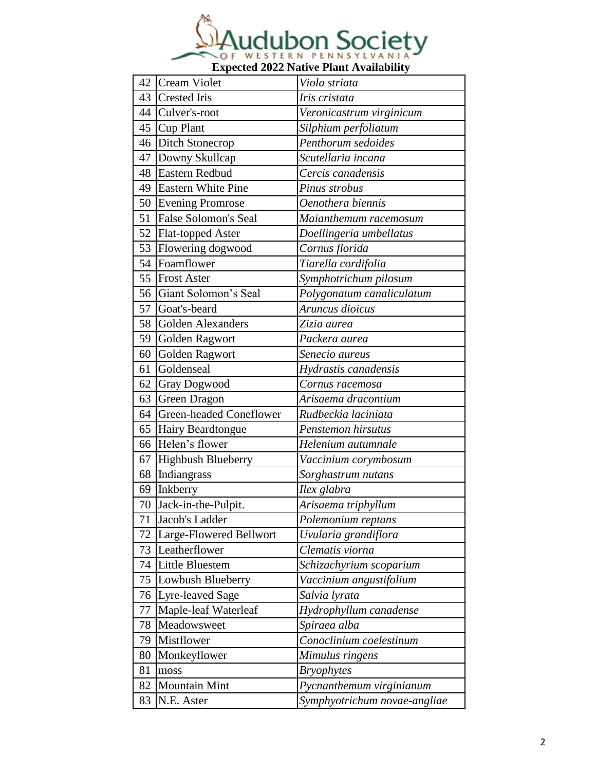# Audubon Society of Western Pennsylvania

**Expected 2022 Native Plant Availability**

| | | |
|---|---|---|
| 42 | Cream Violet | *Viola striata* |
| 43 | Crested Iris | *Iris cristata* |
| 44 | Culver's-root | *Veronicastrum virginicum* |
| 45 | Cup Plant | *Silphium perfoliatum* |
| 46 | Ditch Stonecrop | *Penthorum sedoides* |
| 47 | Downy Skullcap | *Scutellaria incana* |
| 48 | Eastern Redbud | *Cercis canadensis* |
| 49 | Eastern White Pine | *Pinus strobus* |
| 50 | Evening Promrose | *Oenothera biennis* |
| 51 | False Solomon's Seal | *Maianthemum racemosum* |
| 52 | Flat-topped Aster | *Doellingeria umbellatus* |
| 53 | Flowering dogwood | *Cornus florida* |
| 54 | Foamflower | *Tiarella cordifolia* |
| 55 | Frost Aster | *Symphotrichum pilosum* |
| 56 | Giant Solomon's Seal | *Polygonatum canaliculatum* |
| 57 | Goat's-beard | *Aruncus dioicus* |
| 58 | Golden Alexanders | *Zizia aurea* |
| 59 | Golden Ragwort | *Packera aurea* |
| 60 | Golden Ragwort | *Senecio aureus* |
| 61 | Goldenseal | *Hydrastis canadensis* |
| 62 | Gray Dogwood | *Cornus racemosa* |
| 63 | Green Dragon | *Arisaema dracontium* |
| 64 | Green-headed Coneflower | *Rudbeckia laciniata* |
| 65 | Hairy Beardtongue | *Penstemon hirsutus* |
| 66 | Helen's flower | *Helenium autumnale* |
| 67 | Highbush Blueberry | *Vaccinium corymbosum* |
| 68 | Indiangrass | *Sorghastrum nutans* |
| 69 | Inkberry | *Ilex glabra* |
| 70 | Jack-in-the-Pulpit. | *Arisaema triphyllum* |
| 71 | Jacob's Ladder | *Polemonium reptans* |
| 72 | Large-Flowered Bellwort | *Uvularia grandiflora* |
| 73 | Leatherflower | *Clematis viorna* |
| 74 | Little Bluestem | *Schizachyrium scoparium* |
| 75 | Lowbush Blueberry | *Vaccinium angustifolium* |
| 76 | Lyre-leaved Sage | *Salvia lyrata* |
| 77 | Maple-leaf Waterleaf | *Hydrophyllum canadense* |
| 78 | Meadowsweet | *Spiraea alba* |
| 79 | Mistflower | *Conoclinium coelestinum* |
| 80 | Monkeyflower | *Mimulus ringens* |
| 81 | moss | *Bryophytes* |
| 82 | Mountain Mint | *Pycnanthemum virginianum* |
| 83 | N.E. Aster | *Symphyotrichum novae-angliae* |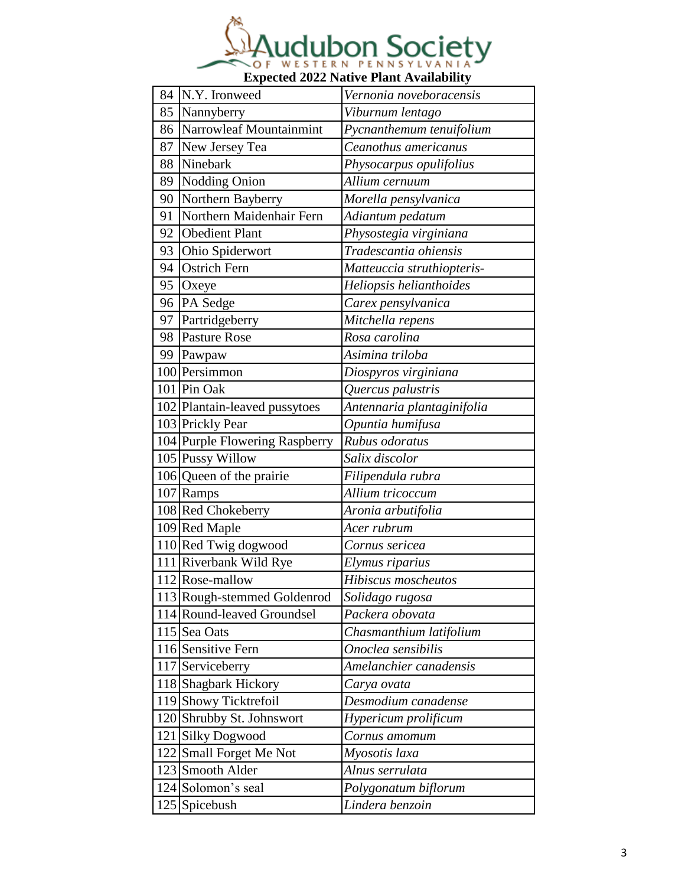**Audubon Society OF WESTERN PENNSYLVANIA**

**Expected 2022 Native Plant Availability**

| | | |
|---|---|---|
| 84 | N.Y. Ironweed | *Vernonia noveboracensis* |
| 85 | Nannyberry | *Viburnum lentago* |
| 86 | Narrowleaf Mountainmint | *Pycnanthemum tenuifolium* |
| 87 | New Jersey Tea | *Ceanothus americanus* |
| 88 | Ninebark | *Physocarpus opulifolius* |
| 89 | Nodding Onion | *Allium cernuum* |
| 90 | Northern Bayberry | *Morella pensylvanica* |
| 91 | Northern Maidenhair Fern | *Adiantum pedatum* |
| 92 | Obedient Plant | *Physostegia virginiana* |
| 93 | Ohio Spiderwort | *Tradescantia ohiensis* |
| 94 | Ostrich Fern | *Matteuccia struthiopteris-* |
| 95 | Oxeye | *Heliopsis helianthoides* |
| 96 | PA Sedge | *Carex pensylvanica* |
| 97 | Partridgeberry | *Mitchella repens* |
| 98 | Pasture Rose | *Rosa carolina* |
| 99 | Pawpaw | *Asimina triloba* |
| 100 | Persimmon | *Diospyros virginiana* |
| 101 | Pin Oak | *Quercus palustris* |
| 102 | Plantain-leaved pussytoes | *Antennaria plantaginifolia* |
| 103 | Prickly Pear | *Opuntia humifusa* |
| 104 | Purple Flowering Raspberry | *Rubus odoratus* |
| 105 | Pussy Willow | *Salix discolor* |
| 106 | Queen of the prairie | *Filipendula rubra* |
| 107 | Ramps | *Allium tricoccum* |
| 108 | Red Chokeberry | *Aronia arbutifolia* |
| 109 | Red Maple | *Acer rubrum* |
| 110 | Red Twig dogwood | *Cornus sericea* |
| 111 | Riverbank Wild Rye | *Elymus riparius* |
| 112 | Rose-mallow | *Hibiscus moscheutos* |
| 113 | Rough-stemmed Goldenrod | *Solidago rugosa* |
| 114 | Round-leaved Groundsel | *Packera obovata* |
| 115 | Sea Oats | *Chasmanthium latifolium* |
| 116 | Sensitive Fern | *Onoclea sensibilis* |
| 117 | Serviceberry | *Amelanchier canadensis* |
| 118 | Shagbark Hickory | *Carya ovata* |
| 119 | Showy Ticktrefoil | *Desmodium canadense* |
| 120 | Shrubby St. Johnswort | *Hypericum prolificum* |
| 121 | Silky Dogwood | *Cornus amomum* |
| 122 | Small Forget Me Not | *Myosotis laxa* |
| 123 | Smooth Alder | *Alnus serrulata* |
| 124 | Solomon's seal | *Polygonatum biflorum* |
| 125 | Spicebush | *Lindera benzoin* |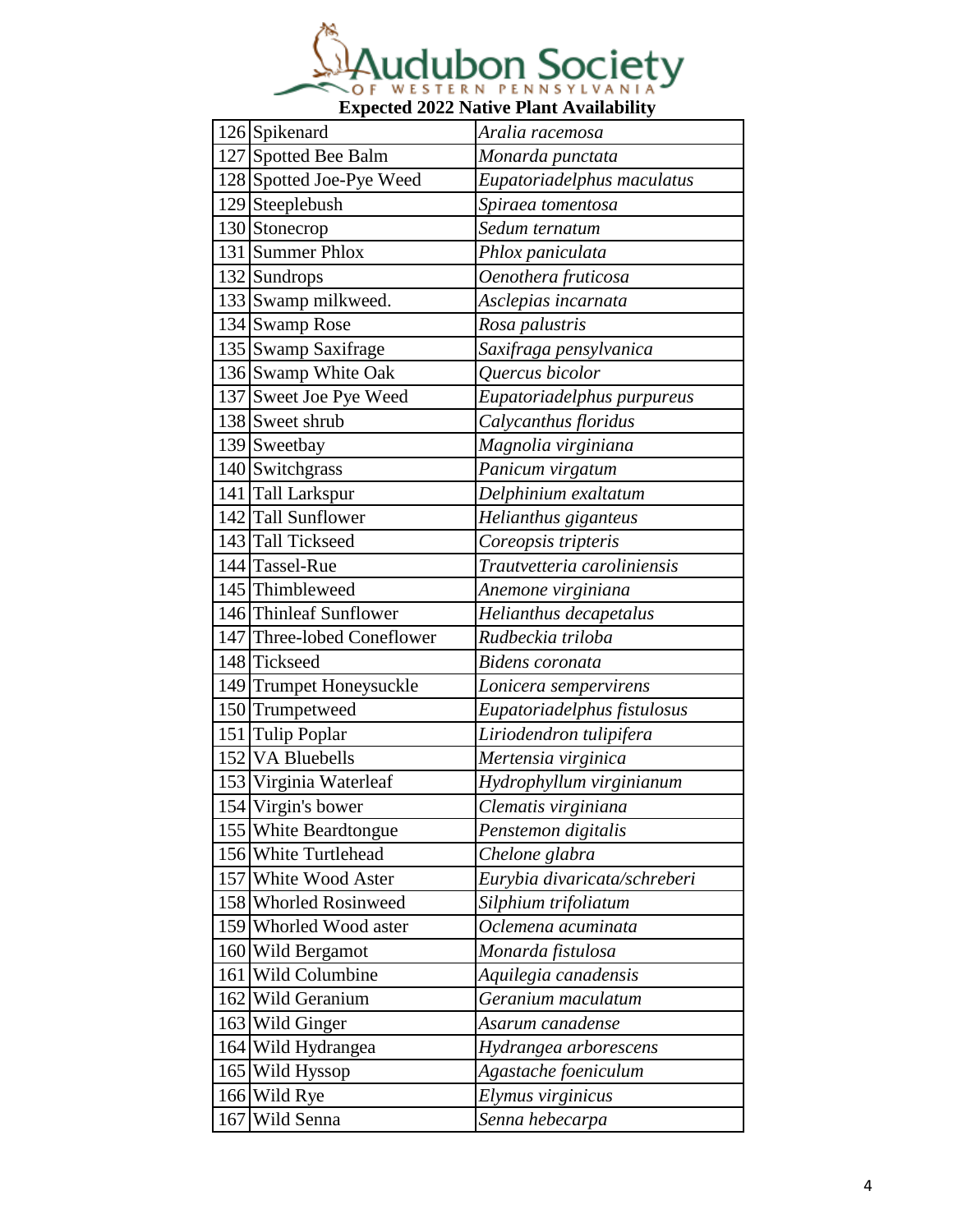Audubon Society of Western Pennsylvania

**Expected 2022 Native Plant Availability**

| | | |
|---|---|---|
| 126 | Spikenard | *Aralia racemosa* |
| 127 | Spotted Bee Balm | *Monarda punctata* |
| 128 | Spotted Joe-Pye Weed | *Eupatoriadelphus maculatus* |
| 129 | Steeplebush | *Spiraea tomentosa* |
| 130 | Stonecrop | *Sedum ternatum* |
| 131 | Summer Phlox | *Phlox paniculata* |
| 132 | Sundrops | *Oenothera fruticosa* |
| 133 | Swamp milkweed. | *Asclepias incarnata* |
| 134 | Swamp Rose | *Rosa palustris* |
| 135 | Swamp Saxifrage | *Saxifraga pensylvanica* |
| 136 | Swamp White Oak | *Quercus bicolor* |
| 137 | Sweet Joe Pye Weed | *Eupatoriadelphus purpureus* |
| 138 | Sweet shrub | *Calycanthus floridus* |
| 139 | Sweetbay | *Magnolia virginiana* |
| 140 | Switchgrass | *Panicum virgatum* |
| 141 | Tall Larkspur | *Delphinium exaltatum* |
| 142 | Tall Sunflower | *Helianthus giganteus* |
| 143 | Tall Tickseed | *Coreopsis tripteris* |
| 144 | Tassel-Rue | *Trautvetteria caroliniensis* |
| 145 | Thimbleweed | *Anemone virginiana* |
| 146 | Thinleaf Sunflower | *Helianthus decapetalus* |
| 147 | Three-lobed Coneflower | *Rudbeckia triloba* |
| 148 | Tickseed | *Bidens coronata* |
| 149 | Trumpet Honeysuckle | *Lonicera sempervirens* |
| 150 | Trumpetweed | *Eupatoriadelphus fistulosus* |
| 151 | Tulip Poplar | *Liriodendron tulipifera* |
| 152 | VA Bluebells | *Mertensia virginica* |
| 153 | Virginia Waterleaf | *Hydrophyllum virginianum* |
| 154 | Virgin's bower | *Clematis virginiana* |
| 155 | White Beardtongue | *Penstemon digitalis* |
| 156 | White Turtlehead | *Chelone glabra* |
| 157 | White Wood Aster | *Eurybia divaricata/schreberi* |
| 158 | Whorled Rosinweed | *Silphium trifoliatum* |
| 159 | Whorled Wood aster | *Oclemena acuminata* |
| 160 | Wild Bergamot | *Monarda fistulosa* |
| 161 | Wild Columbine | *Aquilegia canadensis* |
| 162 | Wild Geranium | *Geranium maculatum* |
| 163 | Wild Ginger | *Asarum canadense* |
| 164 | Wild Hydrangea | *Hydrangea arborescens* |
| 165 | Wild Hyssop | *Agastache foeniculum* |
| 166 | Wild Rye | *Elymus virginicus* |
| 167 | Wild Senna | *Senna hebecarpa* |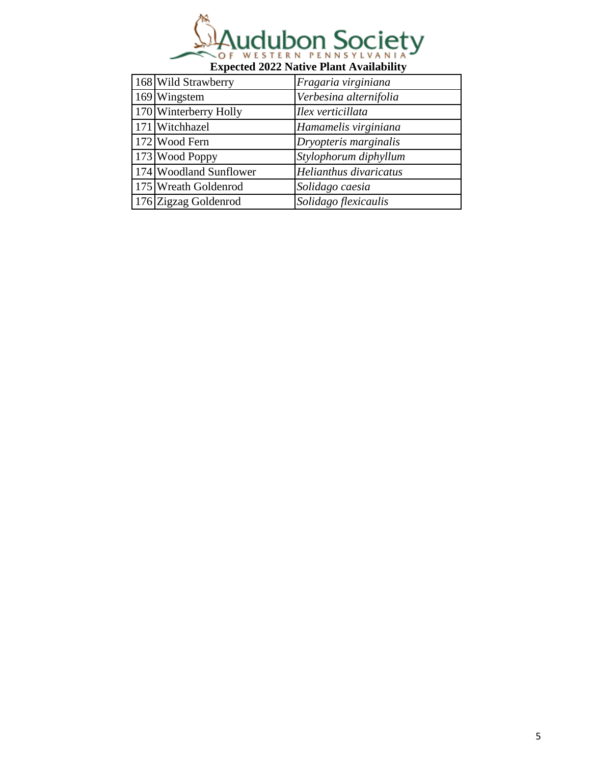Audubon Society OF WESTERN PENNSYLVANIA

**Expected 2022 Native Plant Availability**

| | | |
|---|---|---|
| 168 | Wild Strawberry | *Fragaria virginiana* |
| 169 | Wingstem | *Verbesina alternifolia* |
| 170 | Winterberry Holly | *Ilex verticillata* |
| 171 | Witchhazel | *Hamamelis virginiana* |
| 172 | Wood Fern | *Dryopteris marginalis* |
| 173 | Wood Poppy | *Stylophorum diphyllum* |
| 174 | Woodland Sunflower | *Helianthus divaricatus* |
| 175 | Wreath Goldenrod | *Solidago caesia* |
| 176 | Zigzag Goldenrod | *Solidago flexicaulis* |